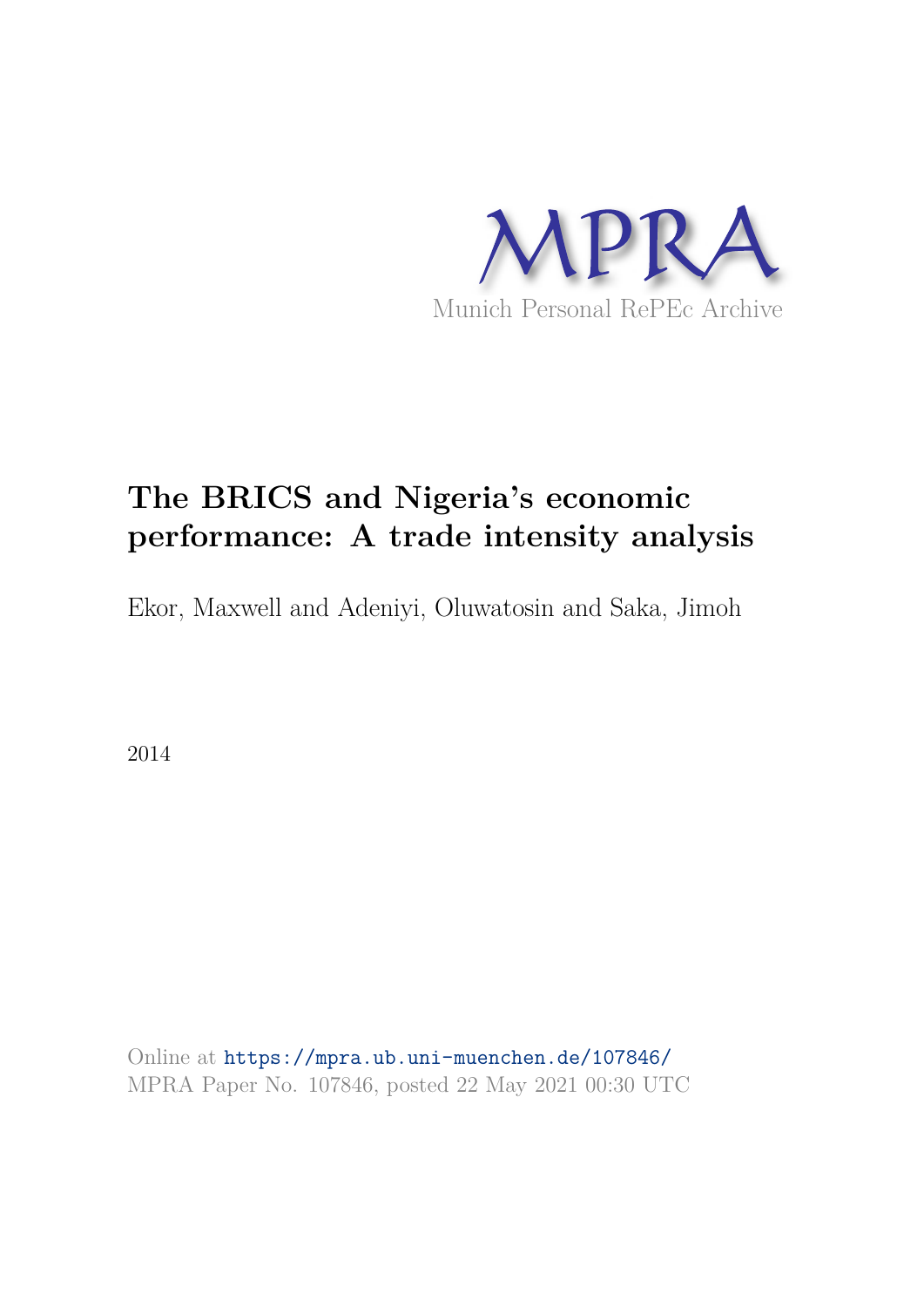MPRA

Munich Personal RePEc Archive

# The BRICS and Nigeria's economic performance: A trade intensity analysis

Ekor, Maxwell and Adeniyi, Oluwatosin and Saka, Jimoh

2014

Online at https://mpra.ub.uni-muenchen.de/107846/
MPRA Paper No. 107846, posted 22 May 2021 00:30 UTC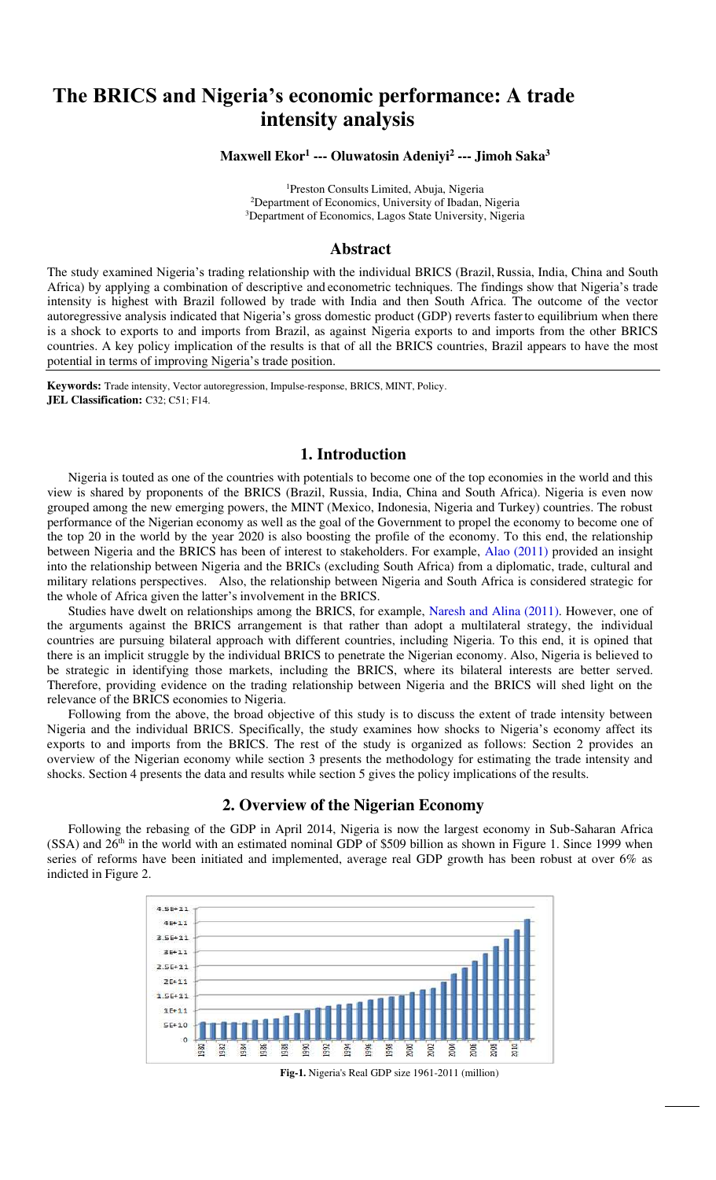# The BRICS and Nigeria's economic performance: A trade intensity analysis

**Maxwell Ekor[1] --- Oluwatosin Adeniyi[2] --- Jimoh Saka[3]**

[1]Preston Consults Limited, Abuja, Nigeria
[2]Department of Economics, University of Ibadan, Nigeria
[3]Department of Economics, Lagos State University, Nigeria

## Abstract

The study examined Nigeria's trading relationship with the individual BRICS (Brazil, Russia, India, China and South Africa) by applying a combination of descriptive and econometric techniques. The findings show that Nigeria's trade intensity is highest with Brazil followed by trade with India and then South Africa. The outcome of the vector autoregressive analysis indicated that Nigeria's gross domestic product (GDP) reverts faster to equilibrium when there is a shock to exports to and imports from Brazil, as against Nigeria exports to and imports from the other BRICS countries. A key policy implication of the results is that of all the BRICS countries, Brazil appears to have the most potential in terms of improving Nigeria's trade position.

**Keywords:** Trade intensity, Vector autoregression, Impulse-response, BRICS, MINT, Policy.
**JEL Classification:** C32; C51; F14.

## 1. Introduction

Nigeria is touted as one of the countries with potentials to become one of the top economies in the world and this view is shared by proponents of the BRICS (Brazil, Russia, India, China and South Africa). Nigeria is even now grouped among the new emerging powers, the MINT (Mexico, Indonesia, Nigeria and Turkey) countries. The robust performance of the Nigerian economy as well as the goal of the Government to propel the economy to become one of the top 20 in the world by the year 2020 is also boosting the profile of the economy. To this end, the relationship between Nigeria and the BRICS has been of interest to stakeholders. For example, Alao (2011) provided an insight into the relationship between Nigeria and the BRICs (excluding South Africa) from a diplomatic, trade, cultural and military relations perspectives. Also, the relationship between Nigeria and South Africa is considered strategic for the whole of Africa given the latter's involvement in the BRICS.

Studies have dwelt on relationships among the BRICS, for example, Naresh and Alina (2011). However, one of the arguments against the BRICS arrangement is that rather than adopt a multilateral strategy, the individual countries are pursuing bilateral approach with different countries, including Nigeria. To this end, it is opined that there is an implicit struggle by the individual BRICS to penetrate the Nigerian economy. Also, Nigeria is believed to be strategic in identifying those markets, including the BRICS, where its bilateral interests are better served. Therefore, providing evidence on the trading relationship between Nigeria and the BRICS will shed light on the relevance of the BRICS economies to Nigeria.

Following from the above, the broad objective of this study is to discuss the extent of trade intensity between Nigeria and the individual BRICS. Specifically, the study examines how shocks to Nigeria's economy affect its exports to and imports from the BRICS. The rest of the study is organized as follows: Section 2 provides an overview of the Nigerian economy while section 3 presents the methodology for estimating the trade intensity and shocks. Section 4 presents the data and results while section 5 gives the policy implications of the results.

## 2. Overview of the Nigerian Economy

Following the rebasing of the GDP in April 2014, Nigeria is now the largest economy in Sub-Saharan Africa (SSA) and 26th in the world with an estimated nominal GDP of $509 billion as shown in Figure 1. Since 1999 when series of reforms have been initiated and implemented, average real GDP growth has been robust at over 6% as indicted in Figure 2.

**Fig-1.** Nigeria's Real GDP size 1961-2011 (million)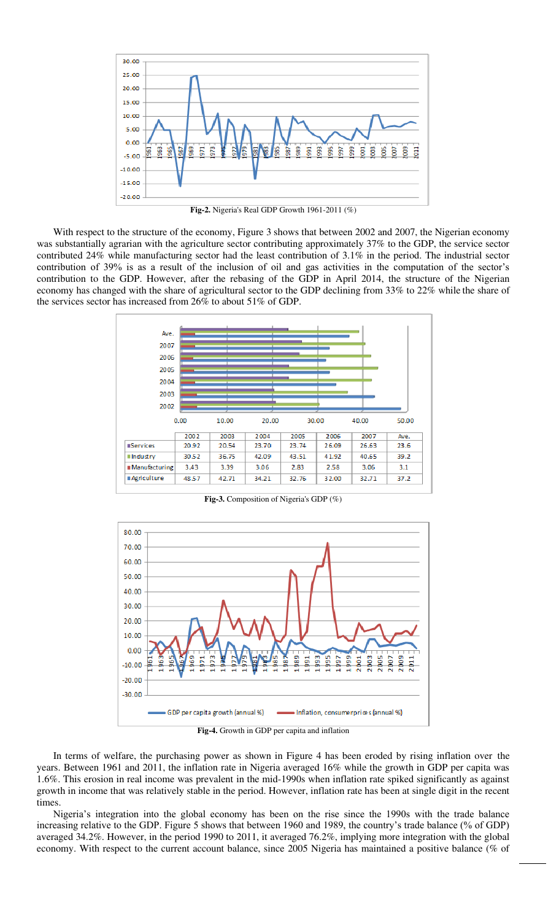30.00
25.00
20.00
15.00
10.00
5.00
0.00
-5.00
-10.00
-15.00
-20.00

1961 1963 1965 1967 1969 1971 1973 1975 1977 1979 1981 1983 1985 1987 1989 1991 1993 1995 1997 1999 2001 2003 2005 2007 2009 2011

**Fig-2.** Nigeria's Real GDP Growth 1961-2011 (%)

With respect to the structure of the economy, Figure 3 shows that between 2002 and 2007, the Nigerian economy was substantially agrarian with the agriculture sector contributing approximately 37% to the GDP, the service sector contributed 24% while manufacturing sector had the least contribution of 3.1% in the period. The industrial sector contribution of 39% is as a result of the inclusion of oil and gas activities in the computation of the sector's contribution to the GDP. However, after the rebasing of the GDP in April 2014, the structure of the Nigerian economy has changed with the share of agricultural sector to the GDP declining from 33% to 22% while the share of the services sector has increased from 26% to about 51% of GDP.

Ave.
2007
2006
2005
2004
2003
2002

0.00 10.00 20.00 30.00 40.00 50.00

| | 2002 | 2003 | 2004 | 2005 | 2006 | 2007 | Ave. |
|---|---|---|---|---|---|---|---|
| Services | 20.92 | 20.54 | 23.70 | 23.74 | 26.09 | 26.63 | 23.6 |
| Industry | 30.52 | 36.75 | 42.09 | 43.51 | 41.92 | 40.65 | 39.2 |
| Manufacturing | 3.43 | 3.39 | 3.06 | 2.83 | 2.58 | 3.06 | 3.1 |
| Agriculture | 48.57 | 42.71 | 34.21 | 32.76 | 32.00 | 32.71 | 37.2 |

**Fig-3.** Composition of Nigeria's GDP (%)

80.00
70.00
60.00
50.00
40.00
30.00
20.00
10.00
0.00
-10.00
-20.00
-30.00

1961 1963 1965 1967 1969 1971 1973 1975 1977 1979 1981 1983 1985 1987 1989 1991 1993 1995 1997 1999 2001 2003 2005 2007 2009 2011

GDP per capita growth (annual %) Inflation, consumer prices (annual %)

**Fig-4.** Growth in GDP per capita and inflation

In terms of welfare, the purchasing power as shown in Figure 4 has been eroded by rising inflation over the years. Between 1961 and 2011, the inflation rate in Nigeria averaged 16% while the growth in GDP per capita was 1.6%. This erosion in real income was prevalent in the mid-1990s when inflation rate spiked significantly as against growth in income that was relatively stable in the period. However, inflation rate has been at single digit in the recent times.

Nigeria's integration into the global economy has been on the rise since the 1990s with the trade balance increasing relative to the GDP. Figure 5 shows that between 1960 and 1989, the country's trade balance (% of GDP) averaged 34.2%. However, in the period 1990 to 2011, it averaged 76.2%, implying more integration with the global economy. With respect to the current account balance, since 2005 Nigeria has maintained a positive balance (% of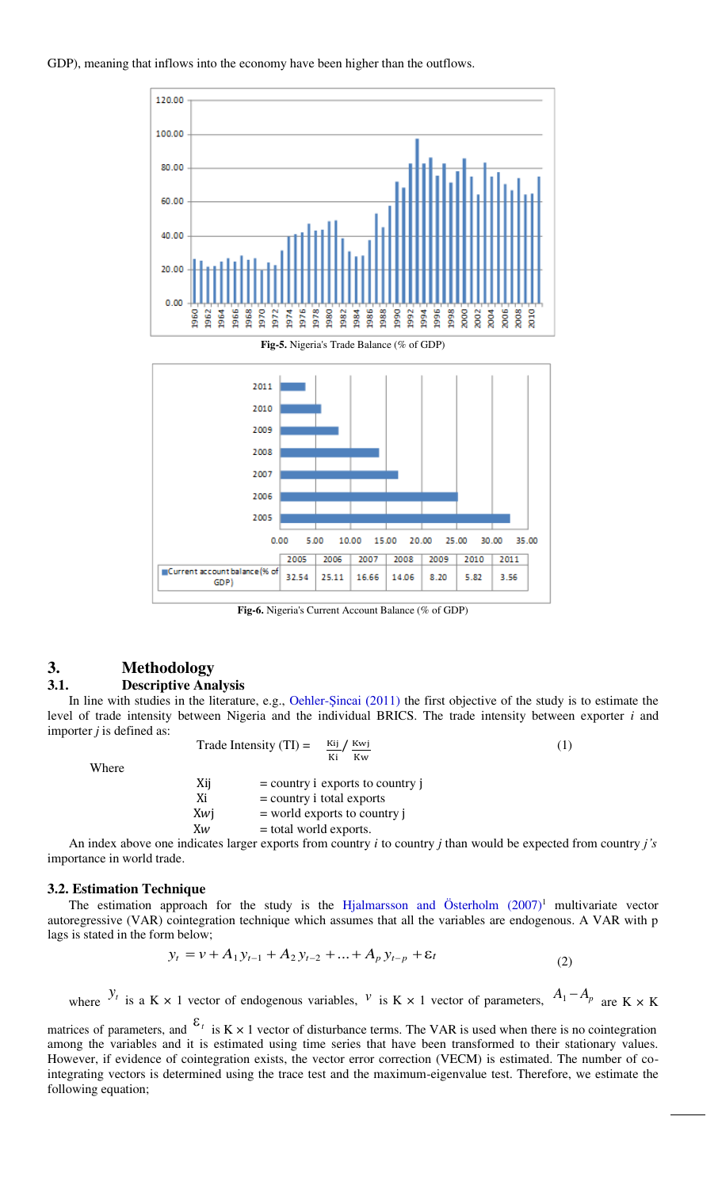GDP), meaning that inflows into the economy have been higher than the outflows.

120.00
100.00
80.00
60.00
40.00
20.00
0.00
1960 1962 1964 1966 1968 1970 1972 1974 1976 1978 1980 1982 1984 1986 1988 1990 1992 1994 1996 1998 2000 2002 2004 2006 2008 2010

**Fig-5.** Nigeria's Trade Balance (% of GDP)

2011
2010
2009
2008
2007
2006
2005
0.00 5.00 10.00 15.00 20.00 25.00 30.00 35.00

Current account balance (% of GDP)

2005 2006 2007 2008 2009 2010 2011

32.54 25.11 16.66 14.06 8.20 5.82 3.56

**Fig-6.** Nigeria's Current Account Balance (% of GDP)

# 3. Methodology

## 3.1. Descriptive Analysis

In line with studies in the literature, e.g., Oehler-Şincai (2011) the first objective of the study is to estimate the level of trade intensity between Nigeria and the individual BRICS. The trade intensity between exporter *i* and importer *j* is defined as:

$$\text{Trade Intensity (TI)} = \frac{Kij}{Ki} / \frac{Kwj}{Kw} \tag{1}$$

Where

Xij = country i exports to country j
Xi = country i total exports
Xwj = world exports to country j
Xw = total world exports.

An index above one indicates larger exports from country *i* to country *j* than would be expected from country *j's* importance in world trade.

## 3.2. Estimation Technique

The estimation approach for the study is the Hjalmarsson and Österholm (2007)[1] multivariate vector autoregressive (VAR) cointegration technique which assumes that all the variables are endogenous. A VAR with p lags is stated in the form below;

$$y_t = v + A_1 y_{t-1} + A_2 y_{t-2} + \ldots + A_p y_{t-p} + \varepsilon_t \tag{2}$$

where $y_t$ is a K × 1 vector of endogenous variables, $v$ is K × 1 vector of parameters, $A_1 - A_p$ are K × K matrices of parameters, and $\varepsilon_t$ is K × 1 vector of disturbance terms. The VAR is used when there is no cointegration among the variables and it is estimated using time series that have been transformed to their stationary values. However, if evidence of cointegration exists, the vector error correction (VECM) is estimated. The number of co-integrating vectors is determined using the trace test and the maximum-eigenvalue test. Therefore, we estimate the following equation;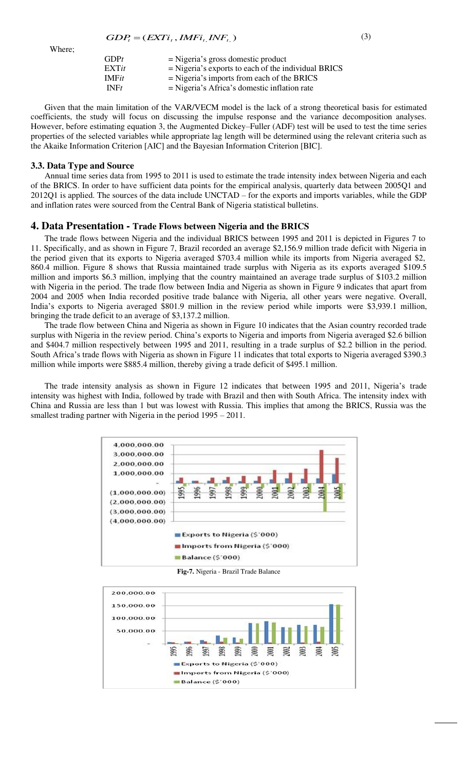$$GDP_t = (EXTi_t, IMFi_t, INF_t) \quad (3)$$

Where;

| | |
|---|---|
| $GDP_t$ | = Nigeria's gross domestic product |
| $EXT_{it}$ | = Nigeria's exports to each of the individual BRICS |
| $IMF_{it}$ | = Nigeria's imports from each of the BRICS |
| $INF_t$ | = Nigeria's Africa's domestic inflation rate |

Given that the main limitation of the VAR/VECM model is the lack of a strong theoretical basis for estimated coefficients, the study will focus on discussing the impulse response and the variance decomposition analyses. However, before estimating equation 3, the Augmented Dickey–Fuller (ADF) test will be used to test the time series properties of the selected variables while appropriate lag length will be determined using the relevant criteria such as the Akaike Information Criterion [AIC] and the Bayesian Information Criterion [BIC].

### 3.3. Data Type and Source

Annual time series data from 1995 to 2011 is used to estimate the trade intensity index between Nigeria and each of the BRICS. In order to have sufficient data points for the empirical analysis, quarterly data between 2005Q1 and 2012Q1 is applied. The sources of the data include UNCTAD – for the exports and imports variables, while the GDP and inflation rates were sourced from the Central Bank of Nigeria statistical bulletins.

## 4. Data Presentation - Trade Flows between Nigeria and the BRICS

The trade flows between Nigeria and the individual BRICS between 1995 and 2011 is depicted in Figures 7 to 11. Specifically, and as shown in Figure 7, Brazil recorded an average $2,156.9 million trade deficit with Nigeria in the period given that its exports to Nigeria averaged $703.4 million while its imports from Nigeria averaged $2, 860.4 million. Figure 8 shows that Russia maintained trade surplus with Nigeria as its exports averaged $109.5 million and imports $6.3 million, implying that the country maintained an average trade surplus of $103.2 million with Nigeria in the period. The trade flow between India and Nigeria as shown in Figure 9 indicates that apart from 2004 and 2005 when India recorded positive trade balance with Nigeria, all other years were negative. Overall, India's exports to Nigeria averaged $801.9 million in the review period while imports were $3,939.1 million, bringing the trade deficit to an average of $3,137.2 million.

The trade flow between China and Nigeria as shown in Figure 10 indicates that the Asian country recorded trade surplus with Nigeria in the review period. China's exports to Nigeria and imports from Nigeria averaged $2.6 billion and $404.7 million respectively between 1995 and 2011, resulting in a trade surplus of $2.2 billion in the period. South Africa's trade flows with Nigeria as shown in Figure 11 indicates that total exports to Nigeria averaged $390.3 million while imports were $885.4 million, thereby giving a trade deficit of $495.1 million.

The trade intensity analysis as shown in Figure 12 indicates that between 1995 and 2011, Nigeria's trade intensity was highest with India, followed by trade with Brazil and then with South Africa. The intensity index with China and Russia are less than 1 but was lowest with Russia. This implies that among the BRICS, Russia was the smallest trading partner with Nigeria in the period 1995 – 2011.

4,000,000.00
3,000,000.00
2,000,000.00
1,000,000.00
-
(1,000,000.00)
(2,000,000.00)
(3,000,000.00)
(4,000,000.00)

1995 1996 1997 1998 1999 2000 2001 2002 2003 2004 2005

Exports to Nigeria ($'000)
Imports from Nigeria ($'000)
Balance ($'000)

**Fig-7.** Nigeria - Brazil Trade Balance

200,000.00
150,000.00
100,000.00
50,000.00
-

1995 1996 1997 1998 1999 2000 2001 2002 2003 2004 2005

Exports to Nigeria ($'000)
Imports from Nigeria ($'000)
Balance ($'000)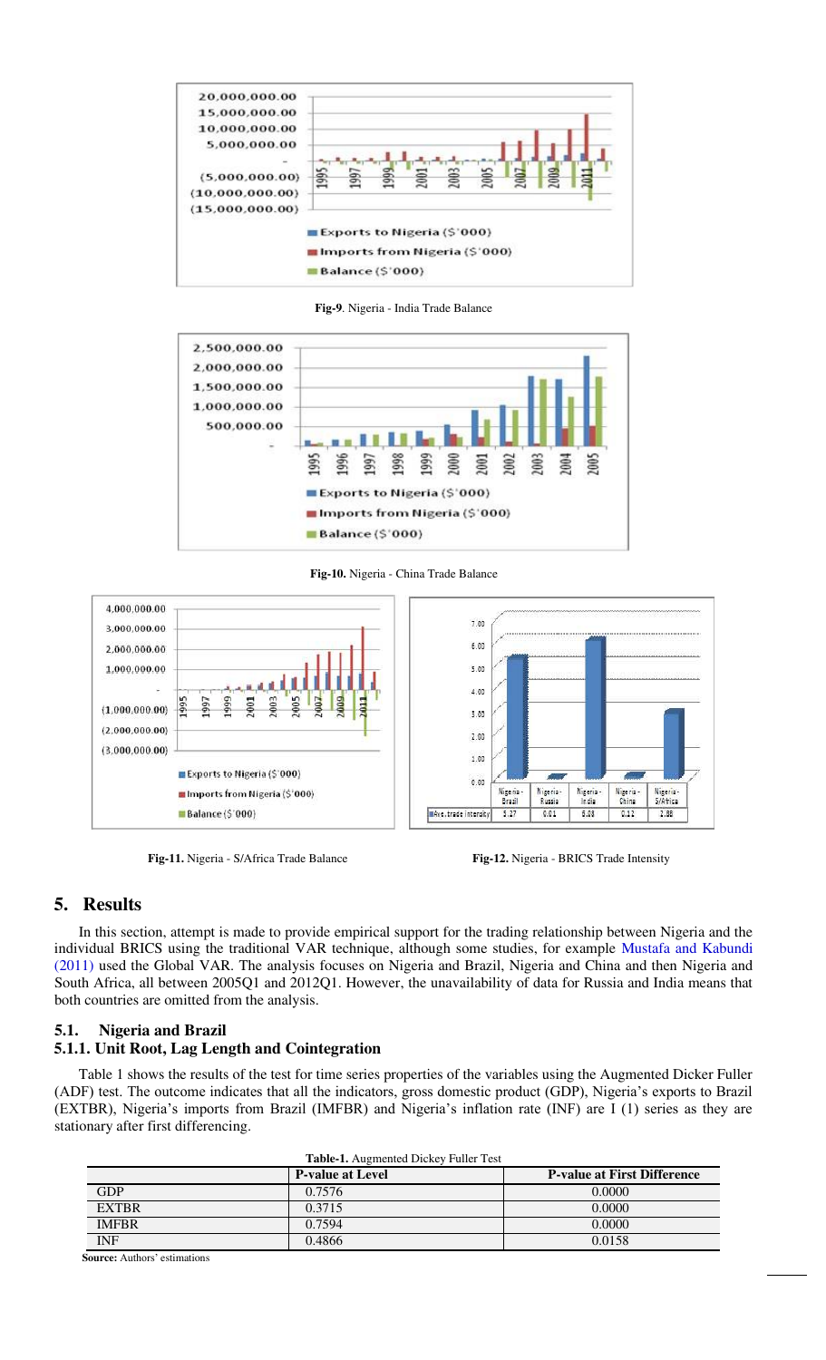20,000,000.00
15,000,000.00
10,000,000.00
5,000,000.00
-
(5,000,000.00)
(10,000,000.00)
(15,000,000.00)

1995 1997 1999 2001 2003 2005 2007 2009 2011

Exports to Nigeria ($'000)
Imports from Nigeria ($'000)
Balance ($'000)

**Fig-9**. Nigeria - India Trade Balance

2,500,000.00
2,000,000.00
1,500,000.00
1,000,000.00
500,000.00
-

1995 1996 1997 1998 1999 2000 2001 2002 2003 2004 2005

Exports to Nigeria ($'000)
Imports from Nigeria ($'000)
Balance ($'000)

**Fig-10.** Nigeria - China Trade Balance

4,000,000.00
3,000,000.00
2,000,000.00
1,000,000.00
-
(1,000,000.00)
(2,000,000.00)
(3,000,000.00)

1995 1997 1999 2001 2003 2005 2007 2009 2011

Exports to Nigeria ($'000)
Imports from Nigeria ($'000)
Balance ($'000)

**Fig-11.** Nigeria - S/Africa Trade Balance

7.00
6.00
5.00
4.00
3.00
2.00
1.00
0.00

Nigeria - Brazil | Nigeria - Russia | Nigeria - India | Nigeria - China | Nigeria - S/Africa

Ave. trade intensity 5.27 0.01 6.08 0.12 2.88

**Fig-12.** Nigeria - BRICS Trade Intensity

## 5. Results

In this section, attempt is made to provide empirical support for the trading relationship between Nigeria and the individual BRICS using the traditional VAR technique, although some studies, for example Mustafa and Kabundi (2011) used the Global VAR. The analysis focuses on Nigeria and Brazil, Nigeria and China and then Nigeria and South Africa, all between 2005Q1 and 2012Q1. However, the unavailability of data for Russia and India means that both countries are omitted from the analysis.

### 5.1. Nigeria and Brazil

#### 5.1.1. Unit Root, Lag Length and Cointegration

Table 1 shows the results of the test for time series properties of the variables using the Augmented Dicker Fuller (ADF) test. The outcome indicates that all the indicators, gross domestic product (GDP), Nigeria's exports to Brazil (EXTBR), Nigeria's imports from Brazil (IMFBR) and Nigeria's inflation rate (INF) are I (1) series as they are stationary after first differencing.

**Table-1.** Augmented Dickey Fuller Test

| | P-value at Level | P-value at First Difference |
|---|---|---|
| GDP | 0.7576 | 0.0000 |
| EXTBR | 0.3715 | 0.0000 |
| IMFBR | 0.7594 | 0.0000 |
| INF | 0.4866 | 0.0158 |

**Source:** Authors' estimations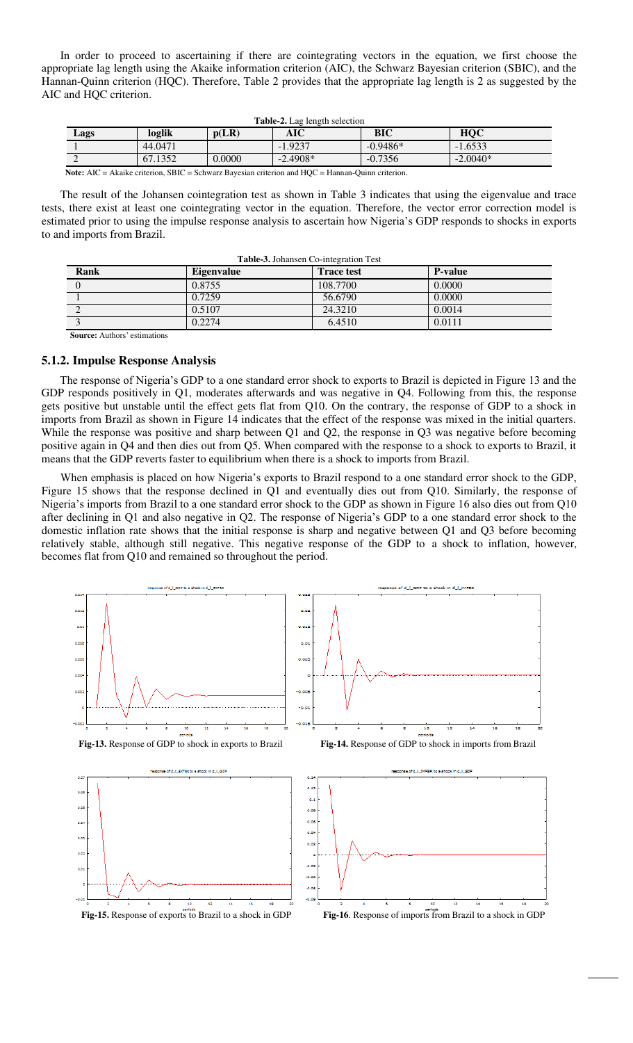In order to proceed to ascertaining if there are cointegrating vectors in the equation, we first choose the appropriate lag length using the Akaike information criterion (AIC), the Schwarz Bayesian criterion (SBIC), and the Hannan-Quinn criterion (HQC). Therefore, Table 2 provides that the appropriate lag length is 2 as suggested by the AIC and HQC criterion.

**Table-2.** Lag length selection

| Lags | loglik | p(LR) | AIC | BIC | HQC |
|---|---|---|---|---|---|
| 1 | 44.0471 | | -1.9237 | -0.9486* | -1.6533 |
| 2 | 67.1352 | 0.0000 | -2.4908* | -0.7356 | -2.0040* |

**Note:** AIC = Akaike criterion, SBIC = Schwarz Bayesian criterion and HQC = Hannan-Quinn criterion.

The result of the Johansen cointegration test as shown in Table 3 indicates that using the eigenvalue and trace tests, there exist at least one cointegrating vector in the equation. Therefore, the vector error correction model is estimated prior to using the impulse response analysis to ascertain how Nigeria's GDP responds to shocks in exports to and imports from Brazil.

**Table-3.** Johansen Co-integration Test

| Rank | Eigenvalue | Trace test | P-value |
|---|---|---|---|
| 0 | 0.8755 | 108.7700 | 0.0000 |
| 1 | 0.7259 | 56.6790 | 0.0000 |
| 2 | 0.5107 | 24.3210 | 0.0014 |
| 3 | 0.2274 | 6.4510 | 0.0111 |

**Source:** Authors' estimations

### 5.1.2. Impulse Response Analysis

The response of Nigeria's GDP to a one standard error shock to exports to Brazil is depicted in Figure 13 and the GDP responds positively in Q1, moderates afterwards and was negative in Q4. Following from this, the response gets positive but unstable until the effect gets flat from Q10. On the contrary, the response of GDP to a shock in imports from Brazil as shown in Figure 14 indicates that the effect of the response was mixed in the initial quarters. While the response was positive and sharp between Q1 and Q2, the response in Q3 was negative before becoming positive again in Q4 and then dies out from Q5. When compared with the response to a shock to exports to Brazil, it means that the GDP reverts faster to equilibrium when there is a shock to imports from Brazil.

When emphasis is placed on how Nigeria's exports to Brazil respond to a one standard error shock to the GDP, Figure 15 shows that the response declined in Q1 and eventually dies out from Q10. Similarly, the response of Nigeria's imports from Brazil to a one standard error shock to the GDP as shown in Figure 16 also dies out from Q10 after declining in Q1 and also negative in Q2. The response of Nigeria's GDP to a one standard error shock to the domestic inflation rate shows that the initial response is sharp and negative between Q1 and Q3 before becoming relatively stable, although still negative. This negative response of the GDP to a shock to inflation, however, becomes flat from Q10 and remained so throughout the period.

response of d_l_GDP to a shock in d_l_EXTBR

periods

**Fig-13.** Response of GDP to shock in exports to Brazil

response of d_l_GDP to a shock in d_l_IMPBR

periods

**Fig-14.** Response of GDP to shock in imports from Brazil

response of d_l_EXTBR to a shock in d_l_GDP

periods

**Fig-15.** Response of exports to Brazil to a shock in GDP

response of d_l_IMPBR to a shock in d_l_GDP

periods

**Fig-16**. Response of imports from Brazil to a shock in GDP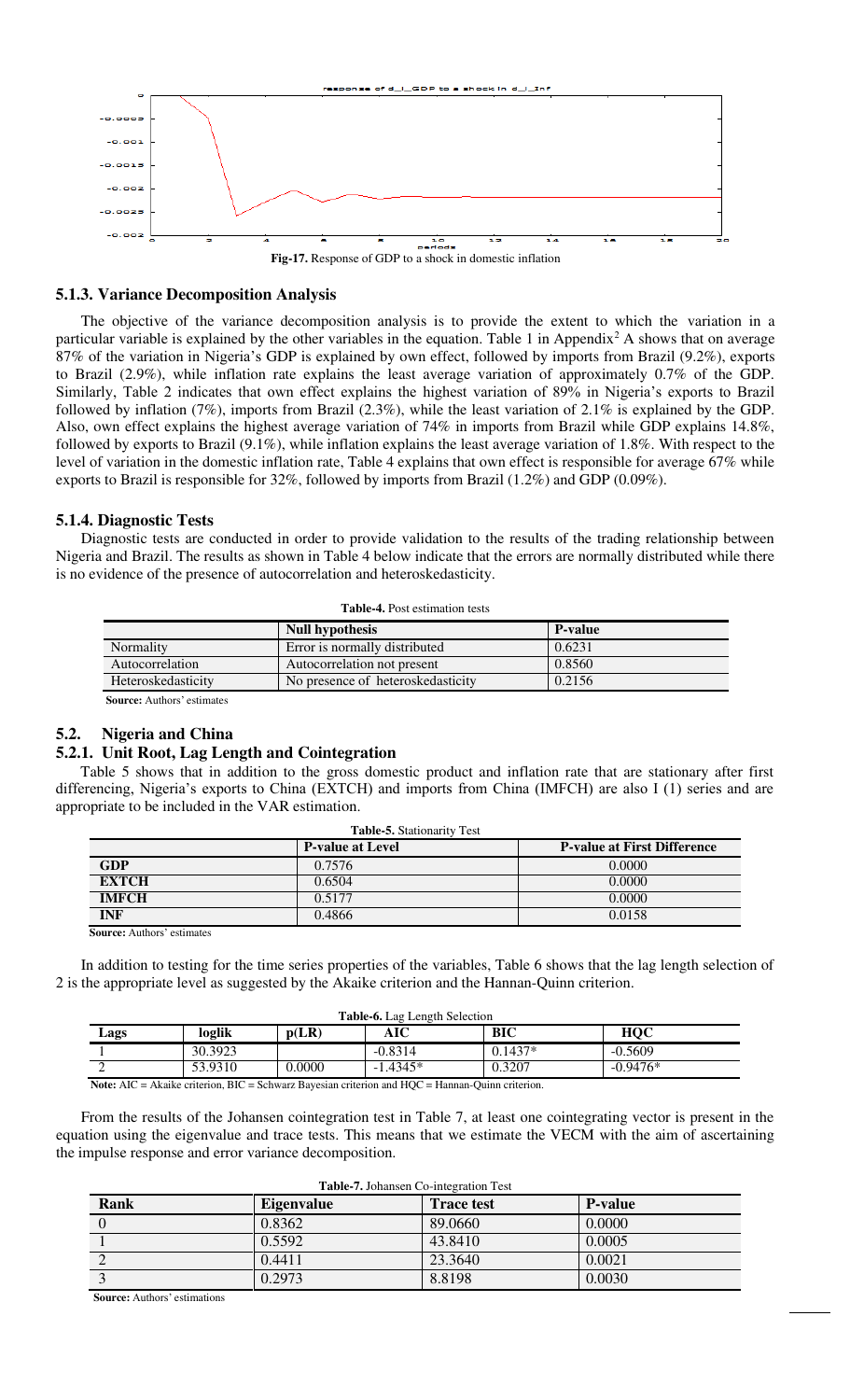response of d_l_GDP to a shock in d_l_Inf

0
-0.0005
-0.001
-0.0015
-0.002
-0.0025
-0.003

0 2 4 6 8 10 12 14 16 18 20

periods

**Fig-17.** Response of GDP to a shock in domestic inflation

### 5.1.3. Variance Decomposition Analysis

The objective of the variance decomposition analysis is to provide the extent to which the variation in a particular variable is explained by the other variables in the equation. Table 1 in Appendix[2] A shows that on average 87% of the variation in Nigeria's GDP is explained by own effect, followed by imports from Brazil (9.2%), exports to Brazil (2.9%), while inflation rate explains the least average variation of approximately 0.7% of the GDP. Similarly, Table 2 indicates that own effect explains the highest variation of 89% in Nigeria's exports to Brazil followed by inflation (7%), imports from Brazil (2.3%), while the least variation of 2.1% is explained by the GDP. Also, own effect explains the highest average variation of 74% in imports from Brazil while GDP explains 14.8%, followed by exports to Brazil (9.1%), while inflation explains the least average variation of 1.8%. With respect to the level of variation in the domestic inflation rate, Table 4 explains that own effect is responsible for average 67% while exports to Brazil is responsible for 32%, followed by imports from Brazil (1.2%) and GDP (0.09%).

### 5.1.4. Diagnostic Tests

Diagnostic tests are conducted in order to provide validation to the results of the trading relationship between Nigeria and Brazil. The results as shown in Table 4 below indicate that the errors are normally distributed while there is no evidence of the presence of autocorrelation and heteroskedasticity.

**Table-4.** Post estimation tests

| | Null hypothesis | P-value |
|---|---|---|
| Normality | Error is normally distributed | 0.6231 |
| Autocorrelation | Autocorrelation not present | 0.8560 |
| Heteroskedasticity | No presence of heteroskedasticity | 0.2156 |

**Source:** Authors' estimates

## 5.2. Nigeria and China

### 5.2.1. Unit Root, Lag Length and Cointegration

Table 5 shows that in addition to the gross domestic product and inflation rate that are stationary after first differencing, Nigeria's exports to China (EXTCH) and imports from China (IMFCH) are also I (1) series and are appropriate to be included in the VAR estimation.

**Table-5.** Stationarity Test

| | P-value at Level | P-value at First Difference |
|---|---|---|
| **GDP** | 0.7576 | 0.0000 |
| **EXTCH** | 0.6504 | 0.0000 |
| **IMFCH** | 0.5177 | 0.0000 |
| **INF** | 0.4866 | 0.0158 |

**Source:** Authors' estimates

In addition to testing for the time series properties of the variables, Table 6 shows that the lag length selection of 2 is the appropriate level as suggested by the Akaike criterion and the Hannan-Quinn criterion.

**Table-6.** Lag Length Selection

| Lags | loglik | p(LR) | AIC | BIC | HQC |
|---|---|---|---|---|---|
| 1 | 30.3923 | | -0.8314 | 0.1437* | -0.5609 |
| 2 | 53.9310 | 0.0000 | -1.4345* | 0.3207 | -0.9476* |

**Note:** AIC = Akaike criterion, BIC = Schwarz Bayesian criterion and HQC = Hannan-Quinn criterion.

From the results of the Johansen cointegration test in Table 7, at least one cointegrating vector is present in the equation using the eigenvalue and trace tests. This means that we estimate the VECM with the aim of ascertaining the impulse response and error variance decomposition.

**Table-7.** Johansen Co-integration Test

| Rank | Eigenvalue | Trace test | P-value |
|---|---|---|---|
| 0 | 0.8362 | 89.0660 | 0.0000 |
| 1 | 0.5592 | 43.8410 | 0.0005 |
| 2 | 0.4411 | 23.3640 | 0.0021 |
| 3 | 0.2973 | 8.8198 | 0.0030 |

**Source:** Authors' estimations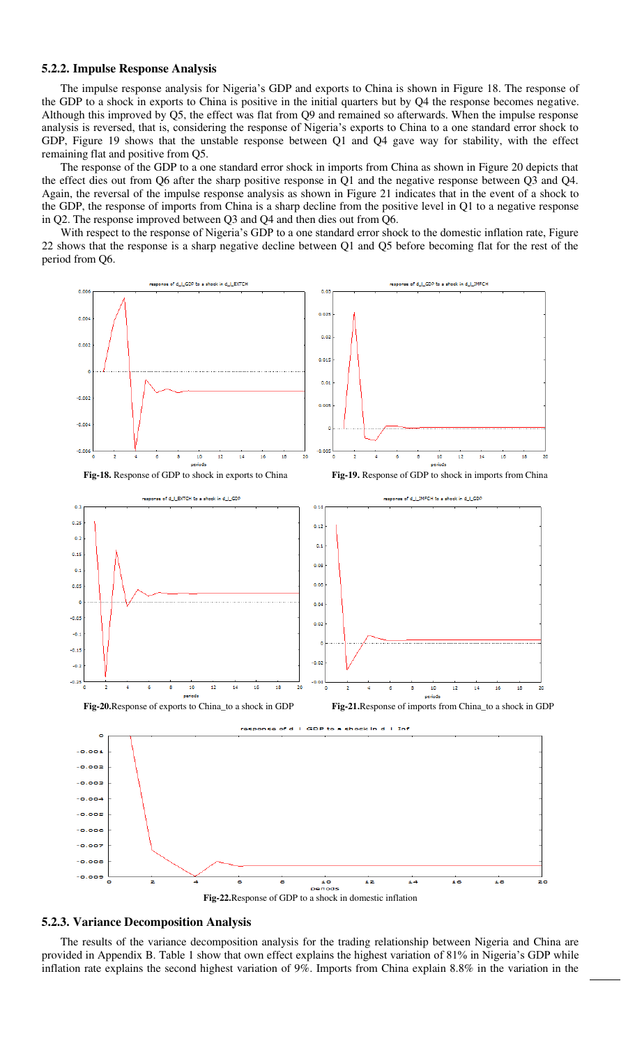### 5.2.2. Impulse Response Analysis

The impulse response analysis for Nigeria's GDP and exports to China is shown in Figure 18. The response of the GDP to a shock in exports to China is positive in the initial quarters but by Q4 the response becomes negative. Although this improved by Q5, the effect was flat from Q9 and remained so afterwards. When the impulse response analysis is reversed, that is, considering the response of Nigeria's exports to China to a one standard error shock to GDP, Figure 19 shows that the unstable response between Q1 and Q4 gave way for stability, with the effect remaining flat and positive from Q5.

The response of the GDP to a one standard error shock in imports from China as shown in Figure 20 depicts that the effect dies out from Q6 after the sharp positive response in Q1 and the negative response between Q3 and Q4. Again, the reversal of the impulse response analysis as shown in Figure 21 indicates that in the event of a shock to the GDP, the response of imports from China is a sharp decline from the positive level in Q1 to a negative response in Q2. The response improved between Q3 and Q4 and then dies out from Q6.

With respect to the response of Nigeria's GDP to a one standard error shock to the domestic inflation rate, Figure 22 shows that the response is a sharp negative decline between Q1 and Q5 before becoming flat for the rest of the period from Q6.

response of d_l_GDP to a shock in d_l_EXTCH

periods

**Fig-18.** Response of GDP to shock in exports to China

response of d_l_GDP to a shock in d_l_IMFCH

periods

**Fig-19.** Response of GDP to shock in imports from China

response of d_l_EXTCH to a shock in d_l_GDP

periods

**Fig-20.**Response of exports to China_to a shock in GDP

response of d_l_IMFCH to a shock in d_l_GDP

periods

**Fig-21.**Response of imports from China_to a shock in GDP

response of d_l_GDP to a shock in d_l_Inf

periods

**Fig-22.**Response of GDP to a shock in domestic inflation

### 5.2.3. Variance Decomposition Analysis

The results of the variance decomposition analysis for the trading relationship between Nigeria and China are provided in Appendix B. Table 1 show that own effect explains the highest variation of 81% in Nigeria's GDP while inflation rate explains the second highest variation of 9%. Imports from China explain 8.8% in the variation in the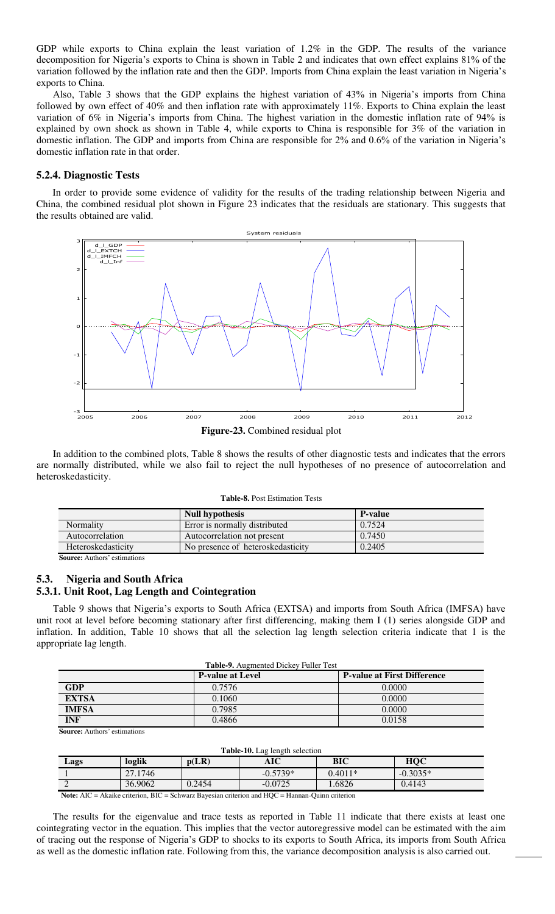GDP while exports to China explain the least variation of 1.2% in the GDP. The results of the variance decomposition for Nigeria's exports to China is shown in Table 2 and indicates that own effect explains 81% of the variation followed by the inflation rate and then the GDP. Imports from China explain the least variation in Nigeria's exports to China.

Also, Table 3 shows that the GDP explains the highest variation of 43% in Nigeria's imports from China followed by own effect of 40% and then inflation rate with approximately 11%. Exports to China explain the least variation of 6% in Nigeria's imports from China. The highest variation in the domestic inflation rate of 94% is explained by own shock as shown in Table 4, while exports to China is responsible for 3% of the variation in domestic inflation. The GDP and imports from China are responsible for 2% and 0.6% of the variation in Nigeria's domestic inflation rate in that order.

### 5.2.4. Diagnostic Tests

In order to provide some evidence of validity for the results of the trading relationship between Nigeria and China, the combined residual plot shown in Figure 23 indicates that the residuals are stationary. This suggests that the results obtained are valid.

**Figure-23.** Combined residual plot

In addition to the combined plots, Table 8 shows the results of other diagnostic tests and indicates that the errors are normally distributed, while we also fail to reject the null hypotheses of no presence of autocorrelation and heteroskedasticity.

**Table-8.** Post Estimation Tests

| | Null hypothesis | P-value |
|---|---|---|
| Normality | Error is normally distributed | 0.7524 |
| Autocorrelation | Autocorrelation not present | 0.7450 |
| Heteroskedasticity | No presence of heteroskedasticity | 0.2405 |

**Source:** Authors' estimations

## 5.3. Nigeria and South Africa

### 5.3.1. Unit Root, Lag Length and Cointegration

Table 9 shows that Nigeria's exports to South Africa (EXTSA) and imports from South Africa (IMFSA) have unit root at level before becoming stationary after first differencing, making them I (1) series alongside GDP and inflation. In addition, Table 10 shows that all the selection lag length selection criteria indicate that 1 is the appropriate lag length.

**Table-9.** Augmented Dickey Fuller Test

| | P-value at Level | P-value at First Difference |
|---|---|---|
| **GDP** | 0.7576 | 0.0000 |
| **EXTSA** | 0.1060 | 0.0000 |
| **IMFSA** | 0.7985 | 0.0000 |
| **INF** | 0.4866 | 0.0158 |

**Source:** Authors' estimations

**Table-10.** Lag length selection

| Lags | loglik | p(LR) | AIC | BIC | HQC |
|---|---|---|---|---|---|
| 1 | 27.1746 | | -0.5739* | 0.4011* | -0.3035* |
| 2 | 36.9062 | 0.2454 | -0.0725 | 1.6826 | 0.4143 |

**Note:** AIC = Akaike criterion, BIC = Schwarz Bayesian criterion and HQC = Hannan-Quinn criterion

The results for the eigenvalue and trace tests as reported in Table 11 indicate that there exists at least one cointegrating vector in the equation. This implies that the vector autoregressive model can be estimated with the aim of tracing out the response of Nigeria's GDP to shocks to its exports to South Africa, its imports from South Africa as well as the domestic inflation rate. Following from this, the variance decomposition analysis is also carried out.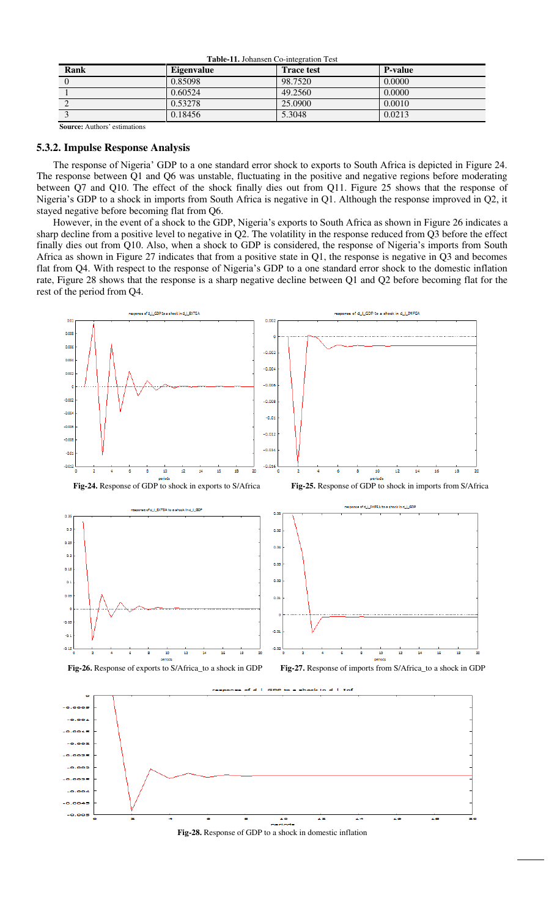**Table-11.** Johansen Co-integration Test

| Rank | Eigenvalue | Trace test | P-value |
|---|---|---|---|
| 0 | 0.85098 | 98.7520 | 0.0000 |
| 1 | 0.60524 | 49.2560 | 0.0000 |
| 2 | 0.53278 | 25.0900 | 0.0010 |
| 3 | 0.18456 | 5.3048 | 0.0213 |

**Source:** Authors' estimations

### 5.3.2. Impulse Response Analysis

The response of Nigeria' GDP to a one standard error shock to exports to South Africa is depicted in Figure 24. The response between Q1 and Q6 was unstable, fluctuating in the positive and negative regions before moderating between Q7 and Q10. The effect of the shock finally dies out from Q11. Figure 25 shows that the response of Nigeria's GDP to a shock in imports from South Africa is negative in Q1. Although the response improved in Q2, it stayed negative before becoming flat from Q6.

However, in the event of a shock to the GDP, Nigeria's exports to South Africa as shown in Figure 26 indicates a sharp decline from a positive level to negative in Q2. The volatility in the response reduced from Q3 before the effect finally dies out from Q10. Also, when a shock to GDP is considered, the response of Nigeria's imports from South Africa as shown in Figure 27 indicates that from a positive state in Q1, the response is negative in Q3 and becomes flat from Q4. With respect to the response of Nigeria's GDP to a one standard error shock to the domestic inflation rate, Figure 28 shows that the response is a sharp negative decline between Q1 and Q2 before becoming flat for the rest of the period from Q4.

response of d_l_GDP to a shock in d_l_EXTSA

periods

**Fig-24.** Response of GDP to shock in exports to S/Africa

response of d_l_GDP to a shock in d_l_IMFSA

periods

**Fig-25.** Response of GDP to shock in imports from S/Africa

response of d_l_EXTSA to a shock in d_l_GDP

periods

**Fig-26.** Response of exports to S/Africa_to a shock in GDP

response of d_l_IMFSA to a shock in d_l_GDP

periods

**Fig-27.** Response of imports from S/Africa_to a shock in GDP

response of d_l_GDP to a shock in d_l_Inf

periods

**Fig-28.** Response of GDP to a shock in domestic inflation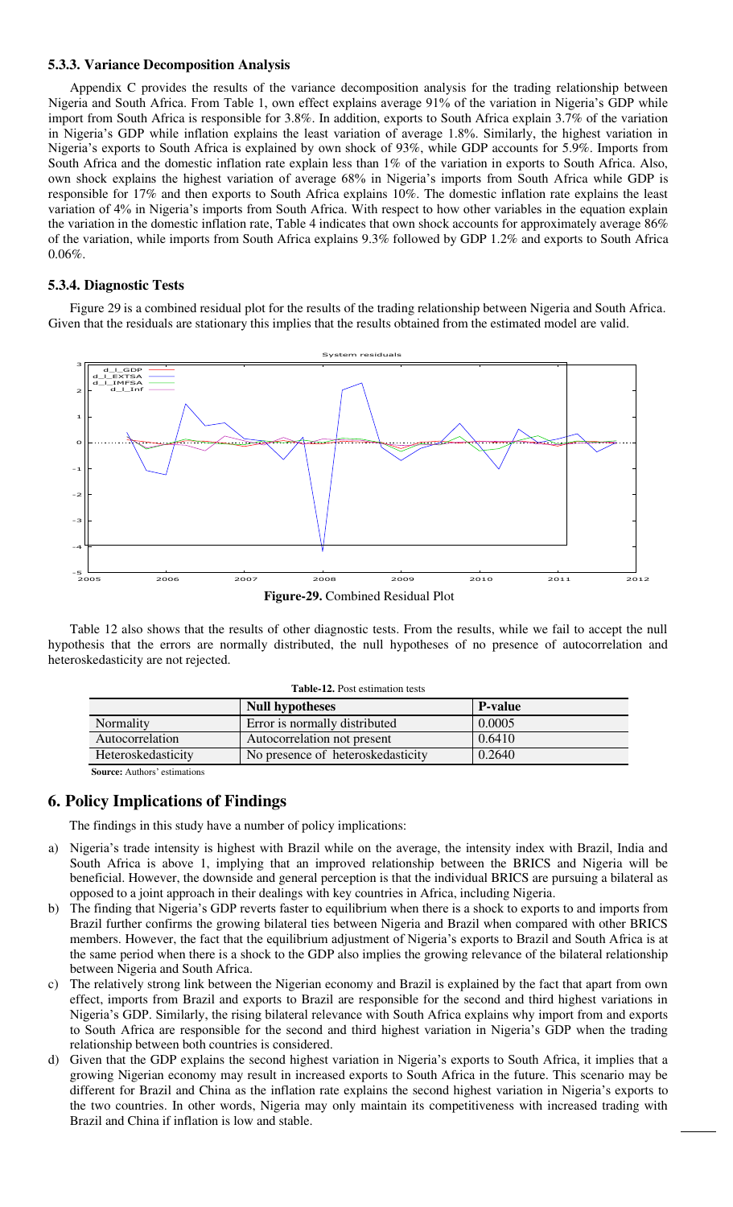### 5.3.3. Variance Decomposition Analysis

Appendix C provides the results of the variance decomposition analysis for the trading relationship between Nigeria and South Africa. From Table 1, own effect explains average 91% of the variation in Nigeria's GDP while import from South Africa is responsible for 3.8%. In addition, exports to South Africa explain 3.7% of the variation in Nigeria's GDP while inflation explains the least variation of average 1.8%. Similarly, the highest variation in Nigeria's exports to South Africa is explained by own shock of 93%, while GDP accounts for 5.9%. Imports from South Africa and the domestic inflation rate explain less than 1% of the variation in exports to South Africa. Also, own shock explains the highest variation of average 68% in Nigeria's imports from South Africa while GDP is responsible for 17% and then exports to South Africa explains 10%. The domestic inflation rate explains the least variation of 4% in Nigeria's imports from South Africa. With respect to how other variables in the equation explain the variation in the domestic inflation rate, Table 4 indicates that own shock accounts for approximately average 86% of the variation, while imports from South Africa explains 9.3% followed by GDP 1.2% and exports to South Africa 0.06%.

### 5.3.4. Diagnostic Tests

Figure 29 is a combined residual plot for the results of the trading relationship between Nigeria and South Africa. Given that the residuals are stationary this implies that the results obtained from the estimated model are valid.

**Figure-29.** Combined Residual Plot

Table 12 also shows that the results of other diagnostic tests. From the results, while we fail to accept the null hypothesis that the errors are normally distributed, the null hypotheses of no presence of autocorrelation and heteroskedasticity are not rejected.

**Table-12.** Post estimation tests

| | Null hypotheses | P-value |
|---|---|---|
| Normality | Error is normally distributed | 0.0005 |
| Autocorrelation | Autocorrelation not present | 0.6410 |
| Heteroskedasticity | No presence of heteroskedasticity | 0.2640 |

**Source:** Authors' estimations

## 6. Policy Implications of Findings

The findings in this study have a number of policy implications:

a) Nigeria's trade intensity is highest with Brazil while on the average, the intensity index with Brazil, India and South Africa is above 1, implying that an improved relationship between the BRICS and Nigeria will be beneficial. However, the downside and general perception is that the individual BRICS are pursuing a bilateral as opposed to a joint approach in their dealings with key countries in Africa, including Nigeria.

b) The finding that Nigeria's GDP reverts faster to equilibrium when there is a shock to exports to and imports from Brazil further confirms the growing bilateral ties between Nigeria and Brazil when compared with other BRICS members. However, the fact that the equilibrium adjustment of Nigeria's exports to Brazil and South Africa is at the same period when there is a shock to the GDP also implies the growing relevance of the bilateral relationship between Nigeria and South Africa.

c) The relatively strong link between the Nigerian economy and Brazil is explained by the fact that apart from own effect, imports from Brazil and exports to Brazil are responsible for the second and third highest variations in Nigeria's GDP. Similarly, the rising bilateral relevance with South Africa explains why import from and exports to South Africa are responsible for the second and third highest variation in Nigeria's GDP when the trading relationship between both countries is considered.

d) Given that the GDP explains the second highest variation in Nigeria's exports to South Africa, it implies that a growing Nigerian economy may result in increased exports to South Africa in the future. This scenario may be different for Brazil and China as the inflation rate explains the second highest variation in Nigeria's exports to the two countries. In other words, Nigeria may only maintain its competitiveness with increased trading with Brazil and China if inflation is low and stable.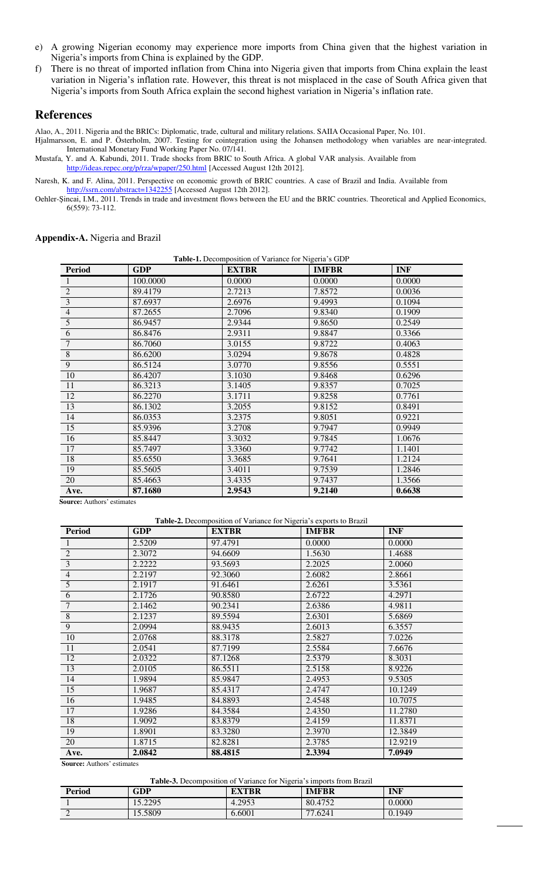e) A growing Nigerian economy may experience more imports from China given that the highest variation in Nigeria's imports from China is explained by the GDP.
f) There is no threat of imported inflation from China into Nigeria given that imports from China explain the least variation in Nigeria's inflation rate. However, this threat is not misplaced in the case of South Africa given that Nigeria's imports from South Africa explain the second highest variation in Nigeria's inflation rate.

## References

Alao, A., 2011. Nigeria and the BRICs: Diplomatic, trade, cultural and military relations. SAIIA Occasional Paper, No. 101.

Hjalmarsson, E. and P. Österholm, 2007. Testing for cointegration using the Johansen methodology when variables are near-integrated. International Monetary Fund Working Paper No. 07/141.

Mustafa, Y. and A. Kabundi, 2011. Trade shocks from BRIC to South Africa. A global VAR analysis. Available from http://ideas.repec.org/p/rza/wpaper/250.html [Accessed August 12th 2012].

Naresh, K. and F. Alina, 2011. Perspective on economic growth of BRIC countries. A case of Brazil and India. Available from http://ssrn.com/abstract=1342255 [Accessed August 12th 2012].

Oehler-Şincai, I.M., 2011. Trends in trade and investment flows between the EU and the BRIC countries. Theoretical and Applied Economics, 6(559): 73-112.

### Appendix-A. Nigeria and Brazil

**Table-1.** Decomposition of Variance for Nigeria's GDP

| Period | GDP | EXTBR | IMFBR | INF |
|---|---|---|---|---|
| 1 | 100.0000 | 0.0000 | 0.0000 | 0.0000 |
| 2 | 89.4179 | 2.7213 | 7.8572 | 0.0036 |
| 3 | 87.6937 | 2.6976 | 9.4993 | 0.1094 |
| 4 | 87.2655 | 2.7096 | 9.8340 | 0.1909 |
| 5 | 86.9457 | 2.9344 | 9.8650 | 0.2549 |
| 6 | 86.8476 | 2.9311 | 9.8847 | 0.3366 |
| 7 | 86.7060 | 3.0155 | 9.8722 | 0.4063 |
| 8 | 86.6200 | 3.0294 | 9.8678 | 0.4828 |
| 9 | 86.5124 | 3.0770 | 9.8556 | 0.5551 |
| 10 | 86.4207 | 3.1030 | 9.8468 | 0.6296 |
| 11 | 86.3213 | 3.1405 | 9.8357 | 0.7025 |
| 12 | 86.2270 | 3.1711 | 9.8258 | 0.7761 |
| 13 | 86.1302 | 3.2055 | 9.8152 | 0.8491 |
| 14 | 86.0353 | 3.2375 | 9.8051 | 0.9221 |
| 15 | 85.9396 | 3.2708 | 9.7947 | 0.9949 |
| 16 | 85.8447 | 3.3032 | 9.7845 | 1.0676 |
| 17 | 85.7497 | 3.3360 | 9.7742 | 1.1401 |
| 18 | 85.6550 | 3.3685 | 9.7641 | 1.2124 |
| 19 | 85.5605 | 3.4011 | 9.7539 | 1.2846 |
| 20 | 85.4663 | 3.4335 | 9.7437 | 1.3566 |
| **Ave.** | **87.1680** | **2.9543** | **9.2140** | **0.6638** |

**Source:** Authors' estimates

**Table-2.** Decomposition of Variance for Nigeria's exports to Brazil

| Period | GDP | EXTBR | IMFBR | INF |
|---|---|---|---|---|
| 1 | 2.5209 | 97.4791 | 0.0000 | 0.0000 |
| 2 | 2.3072 | 94.6609 | 1.5630 | 1.4688 |
| 3 | 2.2222 | 93.5693 | 2.2025 | 2.0060 |
| 4 | 2.2197 | 92.3060 | 2.6082 | 2.8661 |
| 5 | 2.1917 | 91.6461 | 2.6261 | 3.5361 |
| 6 | 2.1726 | 90.8580 | 2.6722 | 4.2971 |
| 7 | 2.1462 | 90.2341 | 2.6386 | 4.9811 |
| 8 | 2.1237 | 89.5594 | 2.6301 | 5.6869 |
| 9 | 2.0994 | 88.9435 | 2.6013 | 6.3557 |
| 10 | 2.0768 | 88.3178 | 2.5827 | 7.0226 |
| 11 | 2.0541 | 87.7199 | 2.5584 | 7.6676 |
| 12 | 2.0322 | 87.1268 | 2.5379 | 8.3031 |
| 13 | 2.0105 | 86.5511 | 2.5158 | 8.9226 |
| 14 | 1.9894 | 85.9847 | 2.4953 | 9.5305 |
| 15 | 1.9687 | 85.4317 | 2.4747 | 10.1249 |
| 16 | 1.9485 | 84.8893 | 2.4548 | 10.7075 |
| 17 | 1.9286 | 84.3584 | 2.4350 | 11.2780 |
| 18 | 1.9092 | 83.8379 | 2.4159 | 11.8371 |
| 19 | 1.8901 | 83.3280 | 2.3970 | 12.3849 |
| 20 | 1.8715 | 82.8281 | 2.3785 | 12.9219 |
| **Ave.** | **2.0842** | **88.4815** | **2.3394** | **7.0949** |

**Source:** Authors' estimates

**Table-3.** Decomposition of Variance for Nigeria's imports from Brazil

| Period | GDP | EXTBR | IMFBR | INF |
|---|---|---|---|---|
| 1 | 15.2295 | 4.2953 | 80.4752 | 0.0000 |
| 2 | 15.5809 | 6.6001 | 77.6241 | 0.1949 |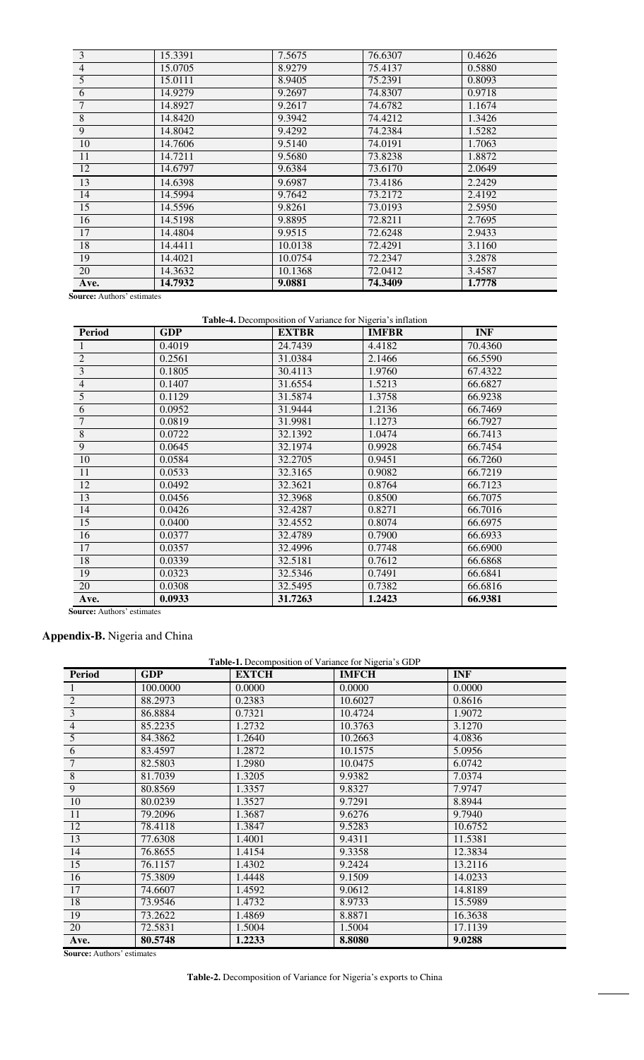| | | | | |
|---|---|---|---|---|
| 3 | 15.3391 | 7.5675 | 76.6307 | 0.4626 |
| 4 | 15.0705 | 8.9279 | 75.4137 | 0.5880 |
| 5 | 15.0111 | 8.9405 | 75.2391 | 0.8093 |
| 6 | 14.9279 | 9.2697 | 74.8307 | 0.9718 |
| 7 | 14.8927 | 9.2617 | 74.6782 | 1.1674 |
| 8 | 14.8420 | 9.3942 | 74.4212 | 1.3426 |
| 9 | 14.8042 | 9.4292 | 74.2384 | 1.5282 |
| 10 | 14.7606 | 9.5140 | 74.0191 | 1.7063 |
| 11 | 14.7211 | 9.5680 | 73.8238 | 1.8872 |
| 12 | 14.6797 | 9.6384 | 73.6170 | 2.0649 |
| 13 | 14.6398 | 9.6987 | 73.4186 | 2.2429 |
| 14 | 14.5994 | 9.7642 | 73.2172 | 2.4192 |
| 15 | 14.5596 | 9.8261 | 73.0193 | 2.5950 |
| 16 | 14.5198 | 9.8895 | 72.8211 | 2.7695 |
| 17 | 14.4804 | 9.9515 | 72.6248 | 2.9433 |
| 18 | 14.4411 | 10.0138 | 72.4291 | 3.1160 |
| 19 | 14.4021 | 10.0754 | 72.2347 | 3.2878 |
| 20 | 14.3632 | 10.1368 | 72.0412 | 3.4587 |
| **Ave.** | **14.7932** | **9.0881** | **74.3409** | **1.7778** |

**Source:** Authors' estimates

**Table-4.** Decomposition of Variance for Nigeria's inflation

| Period | GDP | EXTBR | IMFBR | INF |
|---|---|---|---|---|
| 1 | 0.4019 | 24.7439 | 4.4182 | 70.4360 |
| 2 | 0.2561 | 31.0384 | 2.1466 | 66.5590 |
| 3 | 0.1805 | 30.4113 | 1.9760 | 67.4322 |
| 4 | 0.1407 | 31.6554 | 1.5213 | 66.6827 |
| 5 | 0.1129 | 31.5874 | 1.3758 | 66.9238 |
| 6 | 0.0952 | 31.9444 | 1.2136 | 66.7469 |
| 7 | 0.0819 | 31.9981 | 1.1273 | 66.7927 |
| 8 | 0.0722 | 32.1392 | 1.0474 | 66.7413 |
| 9 | 0.0645 | 32.1974 | 0.9928 | 66.7454 |
| 10 | 0.0584 | 32.2705 | 0.9451 | 66.7260 |
| 11 | 0.0533 | 32.3165 | 0.9082 | 66.7219 |
| 12 | 0.0492 | 32.3621 | 0.8764 | 66.7123 |
| 13 | 0.0456 | 32.3968 | 0.8500 | 66.7075 |
| 14 | 0.0426 | 32.4287 | 0.8271 | 66.7016 |
| 15 | 0.0400 | 32.4552 | 0.8074 | 66.6975 |
| 16 | 0.0377 | 32.4789 | 0.7900 | 66.6933 |
| 17 | 0.0357 | 32.4996 | 0.7748 | 66.6900 |
| 18 | 0.0339 | 32.5181 | 0.7612 | 66.6868 |
| 19 | 0.0323 | 32.5346 | 0.7491 | 66.6841 |
| 20 | 0.0308 | 32.5495 | 0.7382 | 66.6816 |
| **Ave.** | **0.0933** | **31.7263** | **1.2423** | **66.9381** |

**Source:** Authors' estimates

## Appendix-B. Nigeria and China

**Table-1.** Decomposition of Variance for Nigeria's GDP

| Period | GDP | EXTCH | IMFCH | INF |
|---|---|---|---|---|
| 1 | 100.0000 | 0.0000 | 0.0000 | 0.0000 |
| 2 | 88.2973 | 0.2383 | 10.6027 | 0.8616 |
| 3 | 86.8884 | 0.7321 | 10.4724 | 1.9072 |
| 4 | 85.2235 | 1.2732 | 10.3763 | 3.1270 |
| 5 | 84.3862 | 1.2640 | 10.2663 | 4.0836 |
| 6 | 83.4597 | 1.2872 | 10.1575 | 5.0956 |
| 7 | 82.5803 | 1.2980 | 10.0475 | 6.0742 |
| 8 | 81.7039 | 1.3205 | 9.9382 | 7.0374 |
| 9 | 80.8569 | 1.3357 | 9.8327 | 7.9747 |
| 10 | 80.0239 | 1.3527 | 9.7291 | 8.8944 |
| 11 | 79.2096 | 1.3687 | 9.6276 | 9.7940 |
| 12 | 78.4118 | 1.3847 | 9.5283 | 10.6752 |
| 13 | 77.6308 | 1.4001 | 9.4311 | 11.5381 |
| 14 | 76.8655 | 1.4154 | 9.3358 | 12.3834 |
| 15 | 76.1157 | 1.4302 | 9.2424 | 13.2116 |
| 16 | 75.3809 | 1.4448 | 9.1509 | 14.0233 |
| 17 | 74.6607 | 1.4592 | 9.0612 | 14.8189 |
| 18 | 73.9546 | 1.4732 | 8.9733 | 15.5989 |
| 19 | 73.2622 | 1.4869 | 8.8871 | 16.3638 |
| 20 | 72.5831 | 1.5004 | 1.5004 | 17.1139 |
| **Ave.** | **80.5748** | **1.2233** | **8.8080** | **9.0288** |

**Source:** Authors' estimates

**Table-2.** Decomposition of Variance for Nigeria's exports to China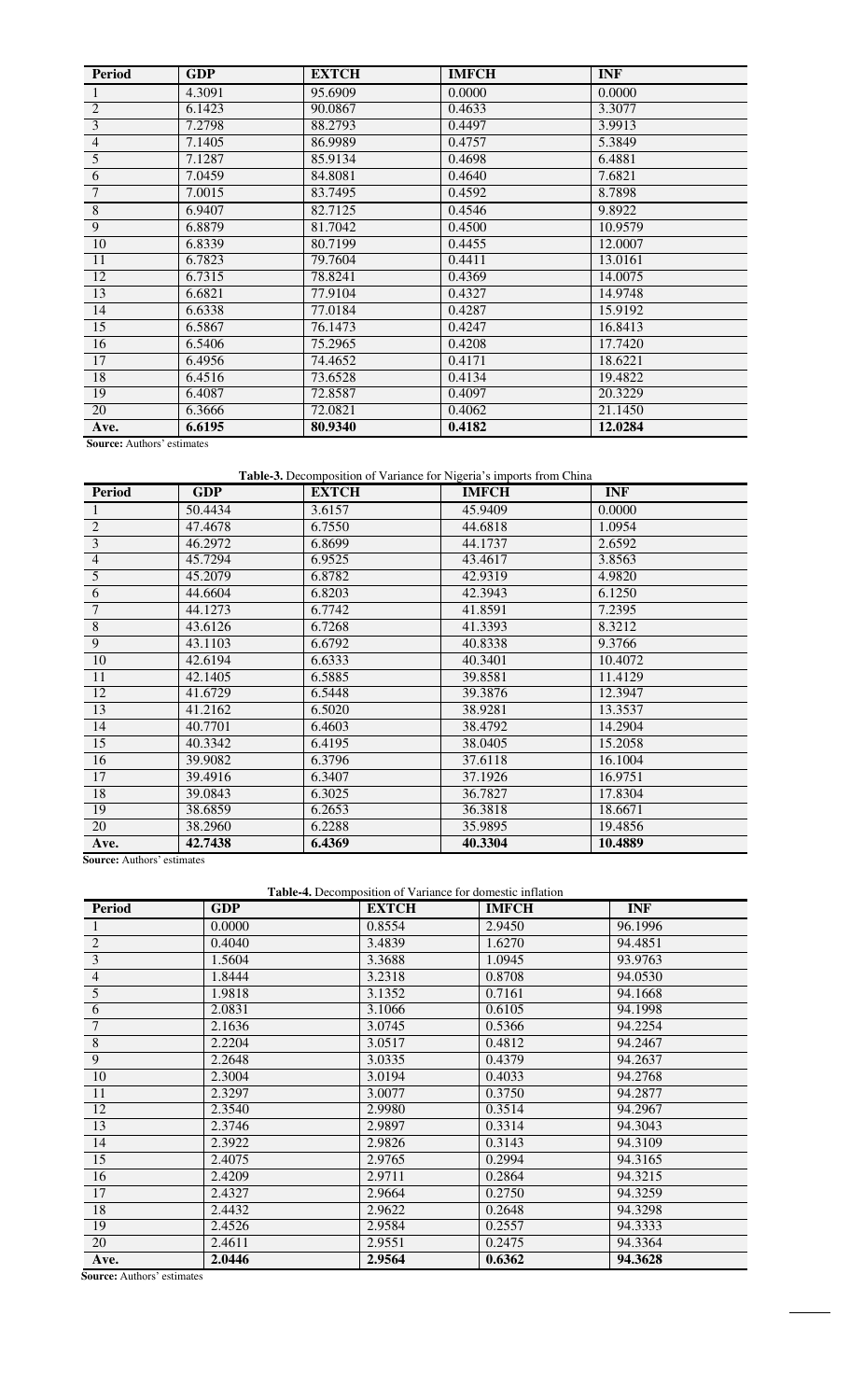| Period | GDP | EXTCH | IMFCH | INF |
|---|---|---|---|---|
| 1 | 4.3091 | 95.6909 | 0.0000 | 0.0000 |
| 2 | 6.1423 | 90.0867 | 0.4633 | 3.3077 |
| 3 | 7.2798 | 88.2793 | 0.4497 | 3.9913 |
| 4 | 7.1405 | 86.9989 | 0.4757 | 5.3849 |
| 5 | 7.1287 | 85.9134 | 0.4698 | 6.4881 |
| 6 | 7.0459 | 84.8081 | 0.4640 | 7.6821 |
| 7 | 7.0015 | 83.7495 | 0.4592 | 8.7898 |
| 8 | 6.9407 | 82.7125 | 0.4546 | 9.8922 |
| 9 | 6.8879 | 81.7042 | 0.4500 | 10.9579 |
| 10 | 6.8339 | 80.7199 | 0.4455 | 12.0007 |
| 11 | 6.7823 | 79.7604 | 0.4411 | 13.0161 |
| 12 | 6.7315 | 78.8241 | 0.4369 | 14.0075 |
| 13 | 6.6821 | 77.9104 | 0.4327 | 14.9748 |
| 14 | 6.6338 | 77.0184 | 0.4287 | 15.9192 |
| 15 | 6.5867 | 76.1473 | 0.4247 | 16.8413 |
| 16 | 6.5406 | 75.2965 | 0.4208 | 17.7420 |
| 17 | 6.4956 | 74.4652 | 0.4171 | 18.6221 |
| 18 | 6.4516 | 73.6528 | 0.4134 | 19.4822 |
| 19 | 6.4087 | 72.8587 | 0.4097 | 20.3229 |
| 20 | 6.3666 | 72.0821 | 0.4062 | 21.1450 |
| Ave. | **6.6195** | **80.9340** | **0.4182** | **12.0284** |

**Source:** Authors' estimates

**Table-3.** Decomposition of Variance for Nigeria's imports from China

| Period | GDP | EXTCH | IMFCH | INF |
|---|---|---|---|---|
| 1 | 50.4434 | 3.6157 | 45.9409 | 0.0000 |
| 2 | 47.4678 | 6.7550 | 44.6818 | 1.0954 |
| 3 | 46.2972 | 6.8699 | 44.1737 | 2.6592 |
| 4 | 45.7294 | 6.9525 | 43.4617 | 3.8563 |
| 5 | 45.2079 | 6.8782 | 42.9319 | 4.9820 |
| 6 | 44.6604 | 6.8203 | 42.3943 | 6.1250 |
| 7 | 44.1273 | 6.7742 | 41.8591 | 7.2395 |
| 8 | 43.6126 | 6.7268 | 41.3393 | 8.3212 |
| 9 | 43.1103 | 6.6792 | 40.8338 | 9.3766 |
| 10 | 42.6194 | 6.6333 | 40.3401 | 10.4072 |
| 11 | 42.1405 | 6.5885 | 39.8581 | 11.4129 |
| 12 | 41.6729 | 6.5448 | 39.3876 | 12.3947 |
| 13 | 41.2162 | 6.5020 | 38.9281 | 13.3537 |
| 14 | 40.7701 | 6.4603 | 38.4792 | 14.2904 |
| 15 | 40.3342 | 6.4195 | 38.0405 | 15.2058 |
| 16 | 39.9082 | 6.3796 | 37.6118 | 16.1004 |
| 17 | 39.4916 | 6.3407 | 37.1926 | 16.9751 |
| 18 | 39.0843 | 6.3025 | 36.7827 | 17.8304 |
| 19 | 38.6859 | 6.2653 | 36.3818 | 18.6671 |
| 20 | 38.2960 | 6.2288 | 35.9895 | 19.4856 |
| Ave. | **42.7438** | **6.4369** | **40.3304** | **10.4889** |

**Source:** Authors' estimates

**Table-4.** Decomposition of Variance for domestic inflation

| Period | GDP | EXTCH | IMFCH | INF |
|---|---|---|---|---|
| 1 | 0.0000 | 0.8554 | 2.9450 | 96.1996 |
| 2 | 0.4040 | 3.4839 | 1.6270 | 94.4851 |
| 3 | 1.5604 | 3.3688 | 1.0945 | 93.9763 |
| 4 | 1.8444 | 3.2318 | 0.8708 | 94.0530 |
| 5 | 1.9818 | 3.1352 | 0.7161 | 94.1668 |
| 6 | 2.0831 | 3.1066 | 0.6105 | 94.1998 |
| 7 | 2.1636 | 3.0745 | 0.5366 | 94.2254 |
| 8 | 2.2204 | 3.0517 | 0.4812 | 94.2467 |
| 9 | 2.2648 | 3.0335 | 0.4379 | 94.2637 |
| 10 | 2.3004 | 3.0194 | 0.4033 | 94.2768 |
| 11 | 2.3297 | 3.0077 | 0.3750 | 94.2877 |
| 12 | 2.3540 | 2.9980 | 0.3514 | 94.2967 |
| 13 | 2.3746 | 2.9897 | 0.3314 | 94.3043 |
| 14 | 2.3922 | 2.9826 | 0.3143 | 94.3109 |
| 15 | 2.4075 | 2.9765 | 0.2994 | 94.3165 |
| 16 | 2.4209 | 2.9711 | 0.2864 | 94.3215 |
| 17 | 2.4327 | 2.9664 | 0.2750 | 94.3259 |
| 18 | 2.4432 | 2.9622 | 0.2648 | 94.3298 |
| 19 | 2.4526 | 2.9584 | 0.2557 | 94.3333 |
| 20 | 2.4611 | 2.9551 | 0.2475 | 94.3364 |
| Ave. | **2.0446** | **2.9564** | **0.6362** | **94.3628** |

**Source:** Authors' estimates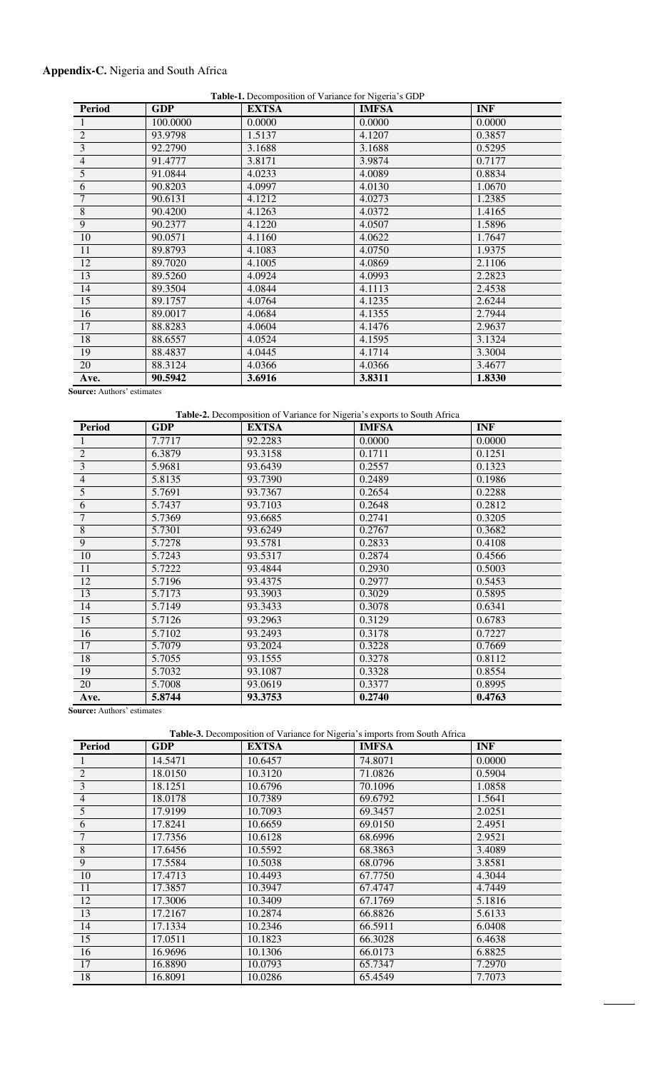**Appendix-C.** Nigeria and South Africa

**Table-1.** Decomposition of Variance for Nigeria's GDP

| Period | GDP | EXTSA | IMFSA | INF |
|---|---|---|---|---|
| 1 | 100.0000 | 0.0000 | 0.0000 | 0.0000 |
| 2 | 93.9798 | 1.5137 | 4.1207 | 0.3857 |
| 3 | 92.2790 | 3.1688 | 3.1688 | 0.5295 |
| 4 | 91.4777 | 3.8171 | 3.9874 | 0.7177 |
| 5 | 91.0844 | 4.0233 | 4.0089 | 0.8834 |
| 6 | 90.8203 | 4.0997 | 4.0130 | 1.0670 |
| 7 | 90.6131 | 4.1212 | 4.0273 | 1.2385 |
| 8 | 90.4200 | 4.1263 | 4.0372 | 1.4165 |
| 9 | 90.2377 | 4.1220 | 4.0507 | 1.5896 |
| 10 | 90.0571 | 4.1160 | 4.0622 | 1.7647 |
| 11 | 89.8793 | 4.1083 | 4.0750 | 1.9375 |
| 12 | 89.7020 | 4.1005 | 4.0869 | 2.1106 |
| 13 | 89.5260 | 4.0924 | 4.0993 | 2.2823 |
| 14 | 89.3504 | 4.0844 | 4.1113 | 2.4538 |
| 15 | 89.1757 | 4.0764 | 4.1235 | 2.6244 |
| 16 | 89.0017 | 4.0684 | 4.1355 | 2.7944 |
| 17 | 88.8283 | 4.0604 | 4.1476 | 2.9637 |
| 18 | 88.6557 | 4.0524 | 4.1595 | 3.1324 |
| 19 | 88.4837 | 4.0445 | 4.1714 | 3.3004 |
| 20 | 88.3124 | 4.0366 | 4.0366 | 3.4677 |
| **Ave.** | **90.5942** | **3.6916** | **3.8311** | **1.8330** |

**Source:** Authors' estimates

**Table-2.** Decomposition of Variance for Nigeria's exports to South Africa

| Period | GDP | EXTSA | IMFSA | INF |
|---|---|---|---|---|
| 1 | 7.7717 | 92.2283 | 0.0000 | 0.0000 |
| 2 | 6.3879 | 93.3158 | 0.1711 | 0.1251 |
| 3 | 5.9681 | 93.6439 | 0.2557 | 0.1323 |
| 4 | 5.8135 | 93.7390 | 0.2489 | 0.1986 |
| 5 | 5.7691 | 93.7367 | 0.2654 | 0.2288 |
| 6 | 5.7437 | 93.7103 | 0.2648 | 0.2812 |
| 7 | 5.7369 | 93.6685 | 0.2741 | 0.3205 |
| 8 | 5.7301 | 93.6249 | 0.2767 | 0.3682 |
| 9 | 5.7278 | 93.5781 | 0.2833 | 0.4108 |
| 10 | 5.7243 | 93.5317 | 0.2874 | 0.4566 |
| 11 | 5.7222 | 93.4844 | 0.2930 | 0.5003 |
| 12 | 5.7196 | 93.4375 | 0.2977 | 0.5453 |
| 13 | 5.7173 | 93.3903 | 0.3029 | 0.5895 |
| 14 | 5.7149 | 93.3433 | 0.3078 | 0.6341 |
| 15 | 5.7126 | 93.2963 | 0.3129 | 0.6783 |
| 16 | 5.7102 | 93.2493 | 0.3178 | 0.7227 |
| 17 | 5.7079 | 93.2024 | 0.3228 | 0.7669 |
| 18 | 5.7055 | 93.1555 | 0.3278 | 0.8112 |
| 19 | 5.7032 | 93.1087 | 0.3328 | 0.8554 |
| 20 | 5.7008 | 93.0619 | 0.3377 | 0.8995 |
| **Ave.** | **5.8744** | **93.3753** | **0.2740** | **0.4763** |

**Source:** Authors' estimates

**Table-3.** Decomposition of Variance for Nigeria's imports from South Africa

| Period | GDP | EXTSA | IMFSA | INF |
|---|---|---|---|---|
| 1 | 14.5471 | 10.6457 | 74.8071 | 0.0000 |
| 2 | 18.0150 | 10.3120 | 71.0826 | 0.5904 |
| 3 | 18.1251 | 10.6796 | 70.1096 | 1.0858 |
| 4 | 18.0178 | 10.7389 | 69.6792 | 1.5641 |
| 5 | 17.9199 | 10.7093 | 69.3457 | 2.0251 |
| 6 | 17.8241 | 10.6659 | 69.0150 | 2.4951 |
| 7 | 17.7356 | 10.6128 | 68.6996 | 2.9521 |
| 8 | 17.6456 | 10.5592 | 68.3863 | 3.4089 |
| 9 | 17.5584 | 10.5038 | 68.0796 | 3.8581 |
| 10 | 17.4713 | 10.4493 | 67.7750 | 4.3044 |
| 11 | 17.3857 | 10.3947 | 67.4747 | 4.7449 |
| 12 | 17.3006 | 10.3409 | 67.1769 | 5.1816 |
| 13 | 17.2167 | 10.2874 | 66.8826 | 5.6133 |
| 14 | 17.1334 | 10.2346 | 66.5911 | 6.0408 |
| 15 | 17.0511 | 10.1823 | 66.3028 | 6.4638 |
| 16 | 16.9696 | 10.1306 | 66.0173 | 6.8825 |
| 17 | 16.8890 | 10.0793 | 65.7347 | 7.2970 |
| 18 | 16.8091 | 10.0286 | 65.4549 | 7.7073 |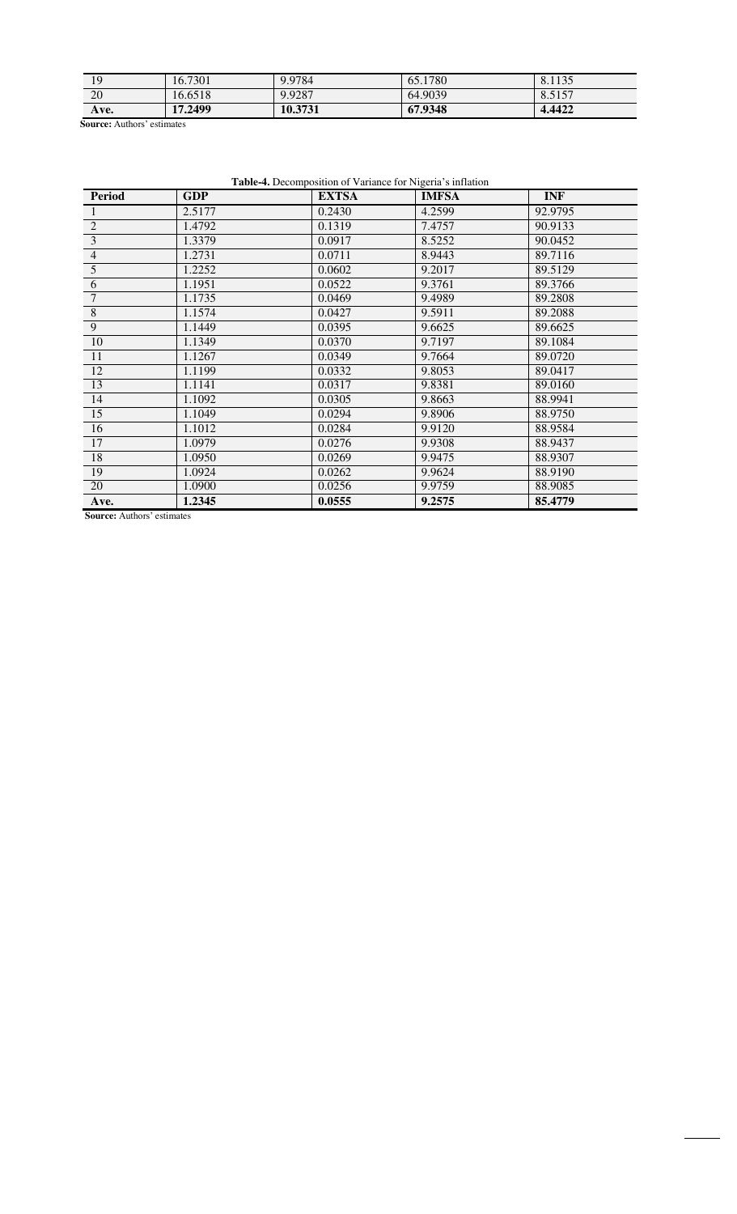| | | | | |
|---|---|---|---|---|
| 19 | 16.7301 | 9.9784 | 65.1780 | 8.1135 |
| 20 | 16.6518 | 9.9287 | 64.9039 | 8.5157 |
| **Ave.** | **17.2499** | **10.3731** | **67.9348** | **4.4422** |

**Source:** Authors' estimates

**Table-4.** Decomposition of Variance for Nigeria's inflation

| Period | GDP | EXTSA | IMFSA | INF |
|---|---|---|---|---|
| 1 | 2.5177 | 0.2430 | 4.2599 | 92.9795 |
| 2 | 1.4792 | 0.1319 | 7.4757 | 90.9133 |
| 3 | 1.3379 | 0.0917 | 8.5252 | 90.0452 |
| 4 | 1.2731 | 0.0711 | 8.9443 | 89.7116 |
| 5 | 1.2252 | 0.0602 | 9.2017 | 89.5129 |
| 6 | 1.1951 | 0.0522 | 9.3761 | 89.3766 |
| 7 | 1.1735 | 0.0469 | 9.4989 | 89.2808 |
| 8 | 1.1574 | 0.0427 | 9.5911 | 89.2088 |
| 9 | 1.1449 | 0.0395 | 9.6625 | 89.6625 |
| 10 | 1.1349 | 0.0370 | 9.7197 | 89.1084 |
| 11 | 1.1267 | 0.0349 | 9.7664 | 89.0720 |
| 12 | 1.1199 | 0.0332 | 9.8053 | 89.0417 |
| 13 | 1.1141 | 0.0317 | 9.8381 | 89.0160 |
| 14 | 1.1092 | 0.0305 | 9.8663 | 88.9941 |
| 15 | 1.1049 | 0.0294 | 9.8906 | 88.9750 |
| 16 | 1.1012 | 0.0284 | 9.9120 | 88.9584 |
| 17 | 1.0979 | 0.0276 | 9.9308 | 88.9437 |
| 18 | 1.0950 | 0.0269 | 9.9475 | 88.9307 |
| 19 | 1.0924 | 0.0262 | 9.9624 | 88.9190 |
| 20 | 1.0900 | 0.0256 | 9.9759 | 88.9085 |
| **Ave.** | **1.2345** | **0.0555** | **9.2575** | **85.4779** |

**Source:** Authors' estimates